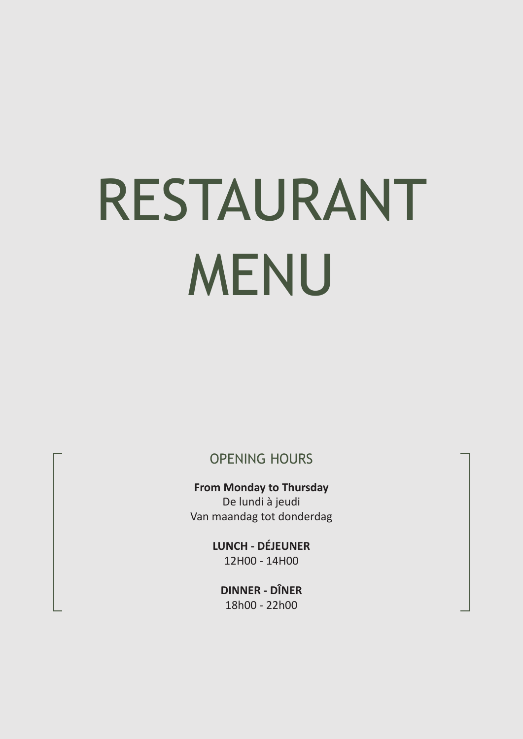# RESTAURANT MENU

## OPENING HOURS

**From Monday to Thursday**
De lundi à jeudi
Van maandag tot donderdag

**LUNCH - DÉJEUNER**
12H00 - 14H00

**DINNER - DÎNER**
18h00 - 22h00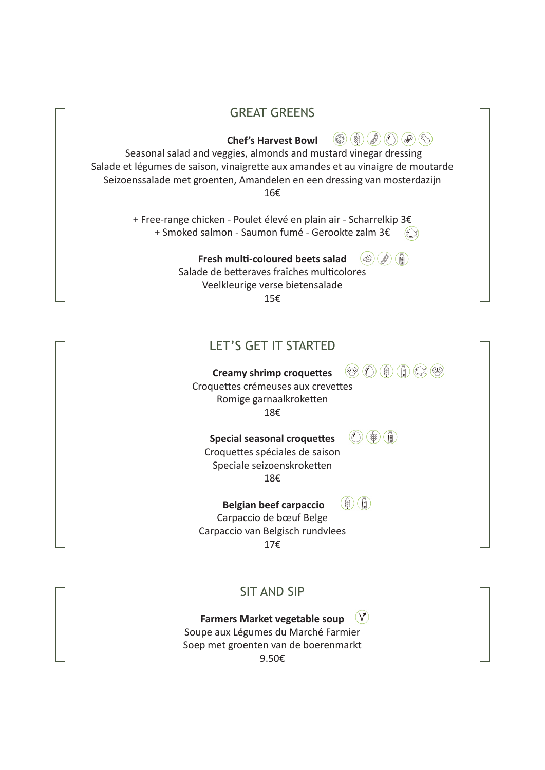## GREAT GREENS

**Chef's Harvest Bowl**

Seasonal salad and veggies, almonds and mustard vinegar dressing
Salade et légumes de saison, vinaigrette aux amandes et au vinaigre de moutarde
Seizoenssalade met groenten, Amandelen en een dressing van mosterdazijn
16€

+ Free-range chicken - Poulet élevé en plain air - Scharrelkip 3€
+ Smoked salmon - Saumon fumé - Gerookte zalm 3€

**Fresh multi-coloured beets salad**

Salade de betteraves fraîches multicolores
Veelkleurige verse bietensalade
15€

## LET'S GET IT STARTED

**Creamy shrimp croquettes**

Croquettes crémeuses aux crevettes
Romige garnaalkroketten
18€

**Special seasonal croquettes**

Croquettes spéciales de saison
Speciale seizoenskroketten
18€

**Belgian beef carpaccio**

Carpaccio de bœuf Belge
Carpaccio van Belgisch rundvlees
17€

## SIT AND SIP

**Farmers Market vegetable soup**

Soupe aux Légumes du Marché Farmier
Soep met groenten van de boerenmarkt
9.50€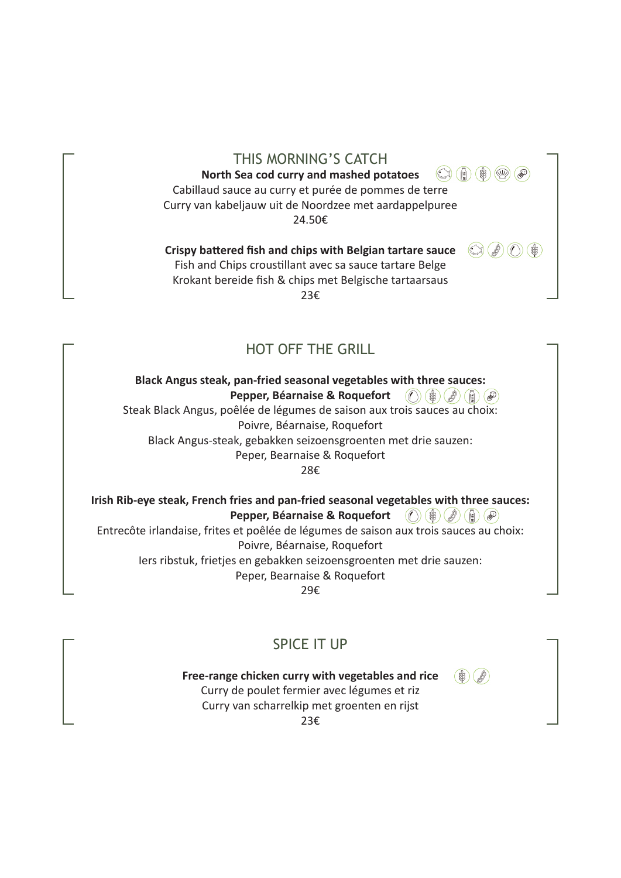## THIS MORNING'S CATCH

**North Sea cod curry and mashed potatoes**

Cabillaud sauce au curry et purée de pommes de terre

Curry van kabeljauw uit de Noordzee met aardappelpuree

24.50€

**Crispy battered fish and chips with Belgian tartare sauce**

Fish and Chips croustillant avec sa sauce tartare Belge

Krokant bereide fish & chips met Belgische tartaarsaus

23€

## HOT OFF THE GRILL

**Black Angus steak, pan-fried seasonal vegetables with three sauces:**
**Pepper, Béarnaise & Roquefort**

Steak Black Angus, poêlée de légumes de saison aux trois sauces au choix:
Poivre, Béarnaise, Roquefort

Black Angus-steak, gebakken seizoensgroenten met drie sauzen:
Peper, Bearnaise & Roquefort

28€

**Irish Rib-eye steak, French fries and pan-fried seasonal vegetables with three sauces:**
**Pepper, Béarnaise & Roquefort**

Entrecôte irlandaise, frites et poêlée de légumes de saison aux trois sauces au choix:
Poivre, Béarnaise, Roquefort

Iers ribstuk, frietjes en gebakken seizoensgroenten met drie sauzen:
Peper, Bearnaise & Roquefort

29€

## SPICE IT UP

**Free-range chicken curry with vegetables and rice**

Curry de poulet fermier avec légumes et riz

Curry van scharrelkip met groenten en rijst

23€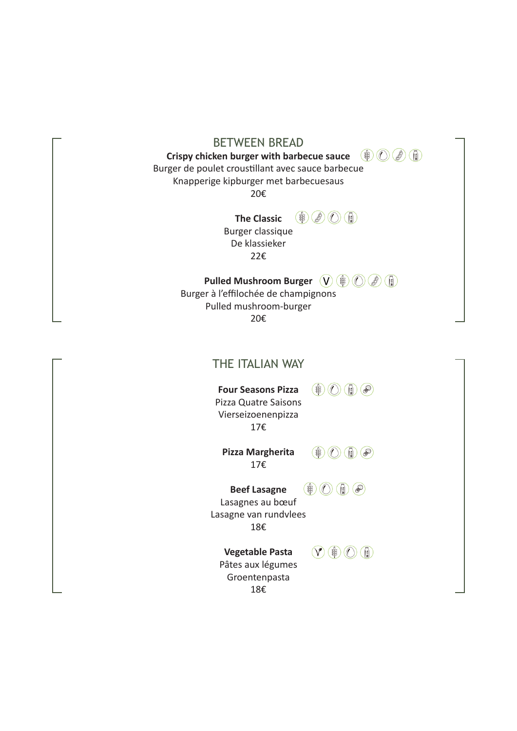## BETWEEN BREAD

**Crispy chicken burger with barbecue sauce**
Burger de poulet croustillant avec sauce barbecue
Knapperige kipburger met barbecuesaus
20€

**The Classic**
Burger classique
De klassieker
22€

**Pulled Mushroom Burger** (V)
Burger à l’effilochée de champignons
Pulled mushroom-burger
20€

## THE ITALIAN WAY

**Four Seasons Pizza**
Pizza Quatre Saisons
Vierseizoenenpizza
17€

**Pizza Margherita**
17€

**Beef Lasagne**
Lasagnes au bœuf
Lasagne van rundvlees
18€

**Vegetable Pasta**
Pâtes aux légumes
Groentenpasta
18€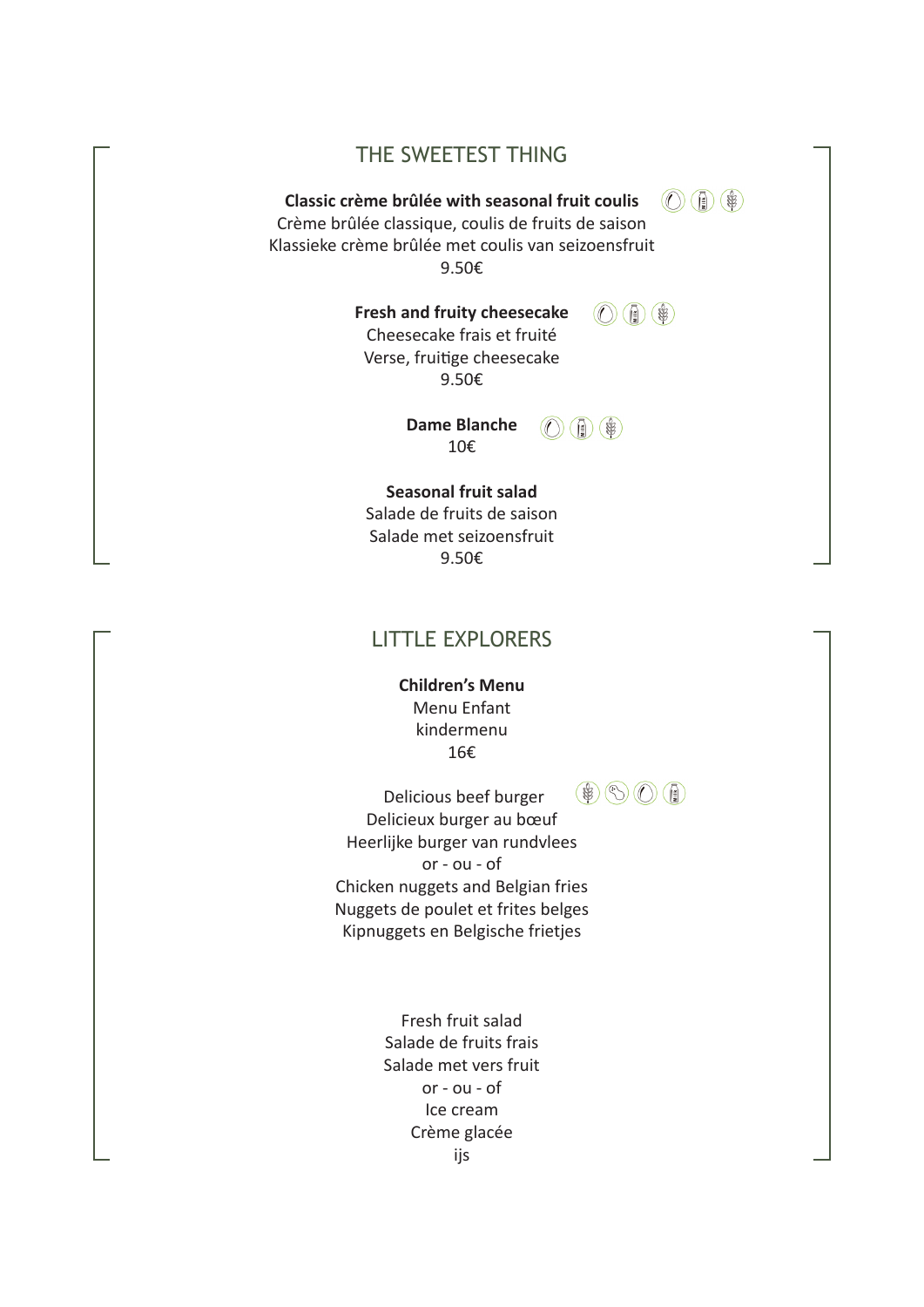## THE SWEETEST THING

**Classic crème brûlée with seasonal fruit coulis**
Crème brûlée classique, coulis de fruits de saison
Klassieke crème brûlée met coulis van seizoensfruit
9.50€

**Fresh and fruity cheesecake**
Cheesecake frais et fruité
Verse, fruitige cheesecake
9.50€

**Dame Blanche**
10€

**Seasonal fruit salad**
Salade de fruits de saison
Salade met seizoensfruit
9.50€

## LITTLE EXPLORERS

**Children's Menu**
Menu Enfant
kindermenu
16€

Delicious beef burger
Delicieux burger au bœuf
Heerlijke burger van rundvlees
or - ou - of
Chicken nuggets and Belgian fries
Nuggets de poulet et frites belges
Kipnuggets en Belgische frietjes

Fresh fruit salad
Salade de fruits frais
Salade met vers fruit
or - ou - of
Ice cream
Crème glacée
ijs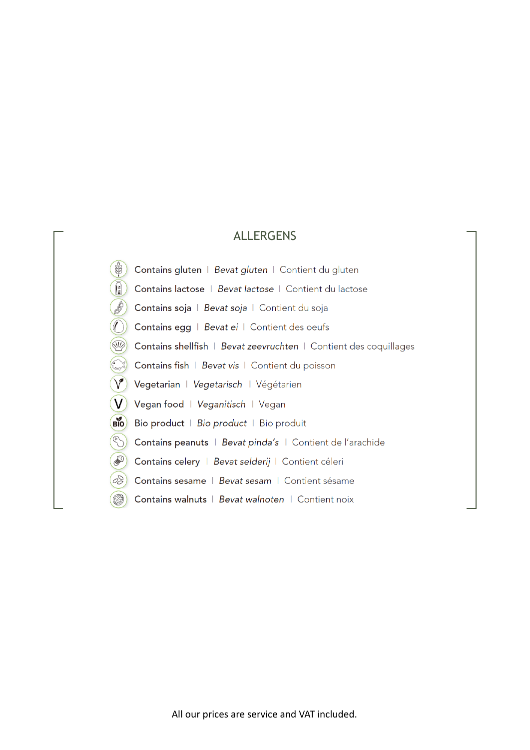## ALLERGENS

- Contains gluten | *Bevat gluten* | Contient du gluten
- Contains lactose | *Bevat lactose* | Contient du lactose
- Contains soja | *Bevat soja* | Contient du soja
- Contains egg | *Bevat ei* | Contient des oeufs
- Contains shellfish | *Bevat zeevruchten* | Contient des coquillages
- Contains fish | *Bevat vis* | Contient du poisson
- Vegetarian | *Vegetarisch* | Végétarien
- Vegan food | *Veganitisch* | Vegan
- Bio product | *Bio product* | Bio produit
- Contains peanuts | *Bevat pinda's* | Contient de l'arachide
- Contains celery | *Bevat selderij* | Contient céleri
- Contains sesame | *Bevat sesam* | Contient sésame
- Contains walnuts | *Bevat walnoten* | Contient noix

All our prices are service and VAT included.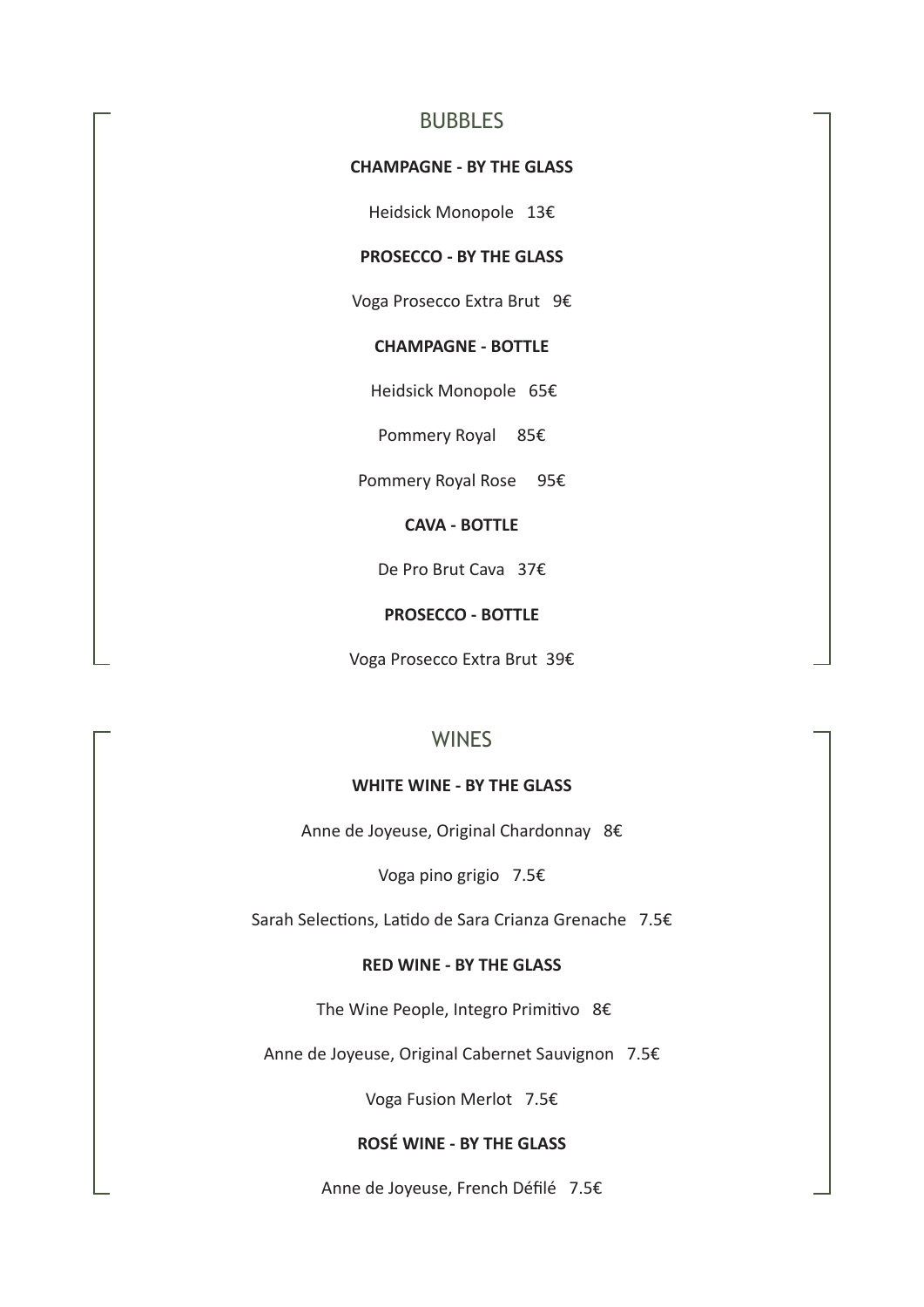## BUBBLES

**CHAMPAGNE - BY THE GLASS**

Heidsick Monopole 13€

**PROSECCO - BY THE GLASS**

Voga Prosecco Extra Brut 9€

**CHAMPAGNE - BOTTLE**

Heidsick Monopole 65€

Pommery Royal 85€

Pommery Royal Rose 95€

**CAVA - BOTTLE**

De Pro Brut Cava 37€

**PROSECCO - BOTTLE**

Voga Prosecco Extra Brut 39€

## WINES

**WHITE WINE - BY THE GLASS**

Anne de Joyeuse, Original Chardonnay 8€

Voga pino grigio 7.5€

Sarah Selections, Latido de Sara Crianza Grenache 7.5€

**RED WINE - BY THE GLASS**

The Wine People, Integro Primitivo 8€

Anne de Joyeuse, Original Cabernet Sauvignon 7.5€

Voga Fusion Merlot 7.5€

**ROSÉ WINE - BY THE GLASS**

Anne de Joyeuse, French Défilé 7.5€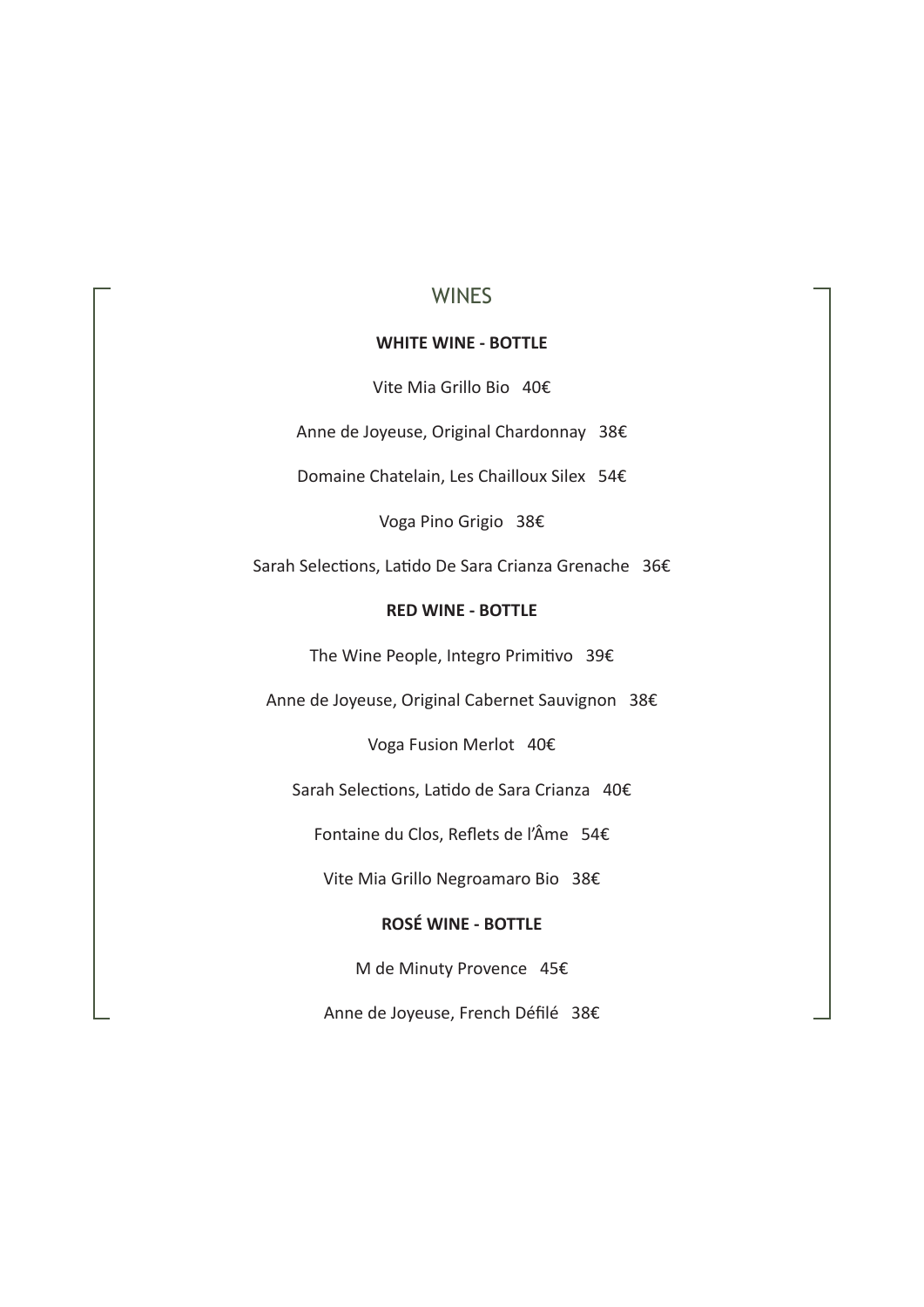# WINES

### WHITE WINE - BOTTLE

Vite Mia Grillo Bio   40€

Anne de Joyeuse, Original Chardonnay   38€

Domaine Chatelain, Les Chailloux Silex   54€

Voga Pino Grigio   38€

Sarah Selections, Latido De Sara Crianza Grenache   36€

### RED WINE - BOTTLE

The Wine People, Integro Primitivo   39€

Anne de Joyeuse, Original Cabernet Sauvignon   38€

Voga Fusion Merlot   40€

Sarah Selections, Latido de Sara Crianza   40€

Fontaine du Clos, Reflets de l'Âme   54€

Vite Mia Grillo Negroamaro Bio   38€

### ROSÉ WINE - BOTTLE

M de Minuty Provence   45€

Anne de Joyeuse, French Défilé   38€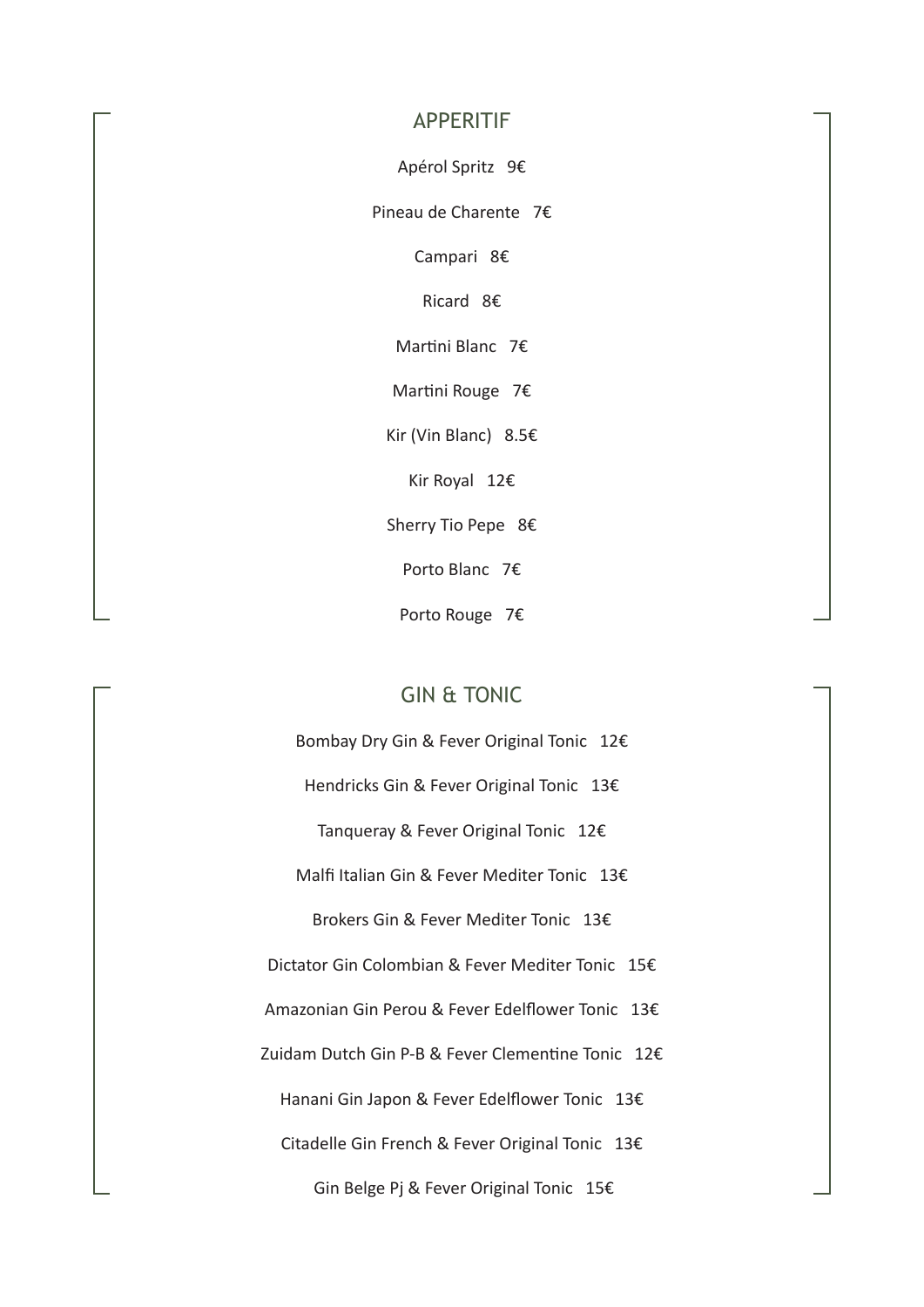## APPERITIF

Apérol Spritz 9€

Pineau de Charente 7€

Campari 8€

Ricard 8€

Martini Blanc 7€

Martini Rouge 7€

Kir (Vin Blanc) 8.5€

Kir Royal 12€

Sherry Tio Pepe 8€

Porto Blanc 7€

Porto Rouge 7€

## GIN & TONIC

Bombay Dry Gin & Fever Original Tonic 12€

Hendricks Gin & Fever Original Tonic 13€

Tanqueray & Fever Original Tonic 12€

Malfi Italian Gin & Fever Mediter Tonic 13€

Brokers Gin & Fever Mediter Tonic 13€

Dictator Gin Colombian & Fever Mediter Tonic 15€

Amazonian Gin Perou & Fever Edelflower Tonic 13€

Zuidam Dutch Gin P-B & Fever Clementine Tonic 12€

Hanani Gin Japon & Fever Edelflower Tonic 13€

Citadelle Gin French & Fever Original Tonic 13€

Gin Belge Pj & Fever Original Tonic 15€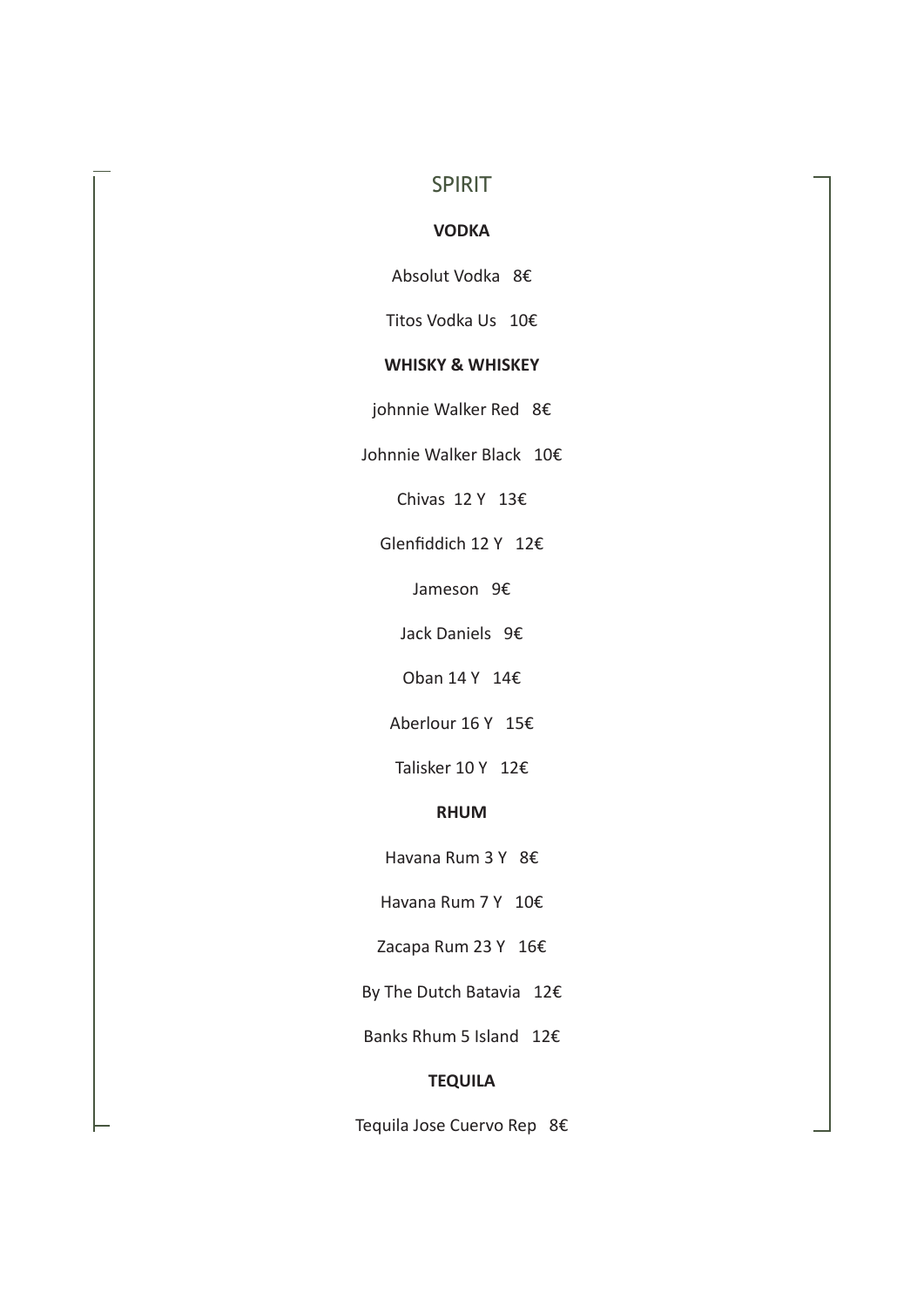# SPIRIT

**VODKA**

Absolut Vodka 8€

Titos Vodka Us 10€

**WHISKY & WHISKEY**

johnnie Walker Red 8€

Johnnie Walker Black 10€

Chivas 12 Y 13€

Glenfiddich 12 Y 12€

Jameson 9€

Jack Daniels 9€

Oban 14 Y 14€

Aberlour 16 Y 15€

Talisker 10 Y 12€

**RHUM**

Havana Rum 3 Y 8€

Havana Rum 7 Y 10€

Zacapa Rum 23 Y 16€

By The Dutch Batavia 12€

Banks Rhum 5 Island 12€

**TEQUILA**

Tequila Jose Cuervo Rep 8€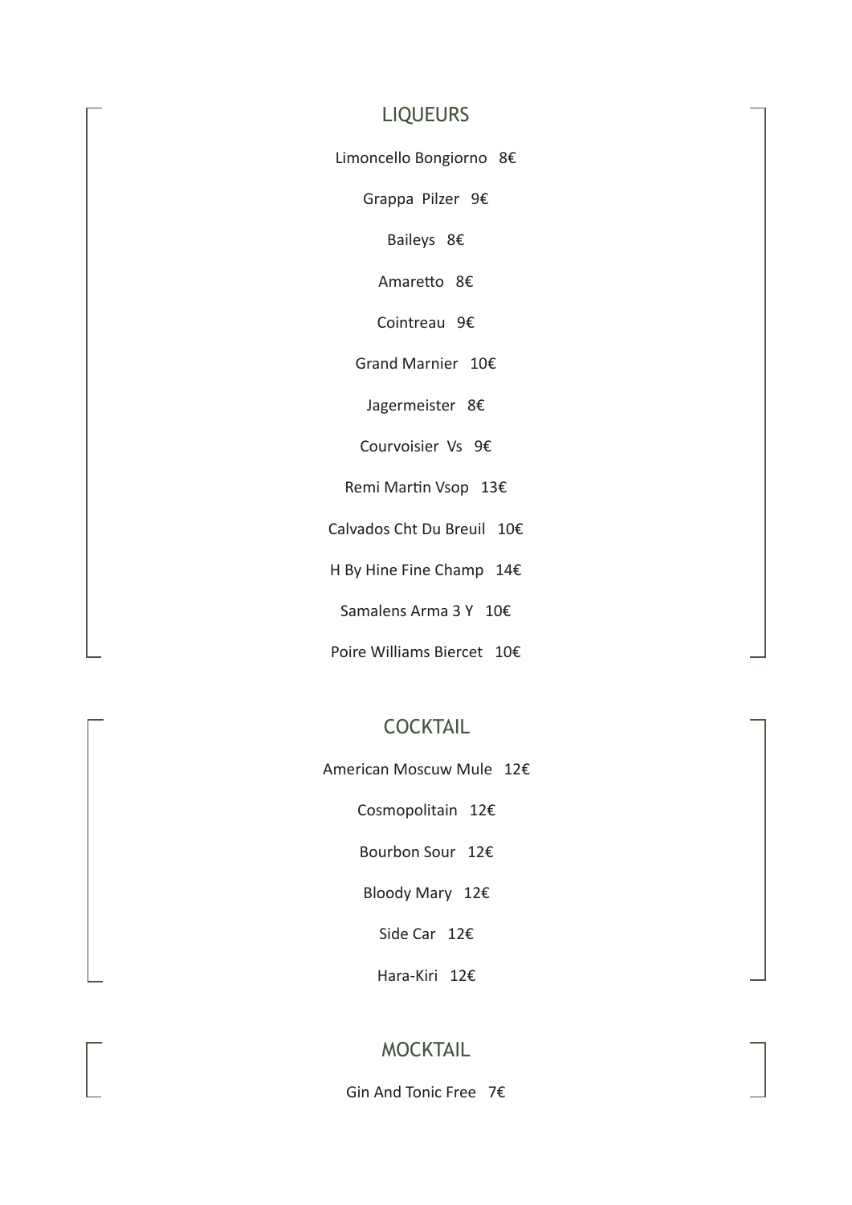## LIQUEURS

Limoncello Bongiorno   8€

Grappa  Pilzer   9€

Baileys   8€

Amaretto   8€

Cointreau   9€

Grand Marnier   10€

Jagermeister   8€

Courvoisier  Vs   9€

Remi Martin Vsop   13€

Calvados Cht Du Breuil   10€

H By Hine Fine Champ   14€

Samalens Arma 3 Y   10€

Poire Williams Biercet   10€

## COCKTAIL

American Moscuw Mule   12€

Cosmopolitain   12€

Bourbon Sour   12€

Bloody Mary   12€

Side Car   12€

Hara-Kiri   12€

## MOCKTAIL

Gin And Tonic Free   7€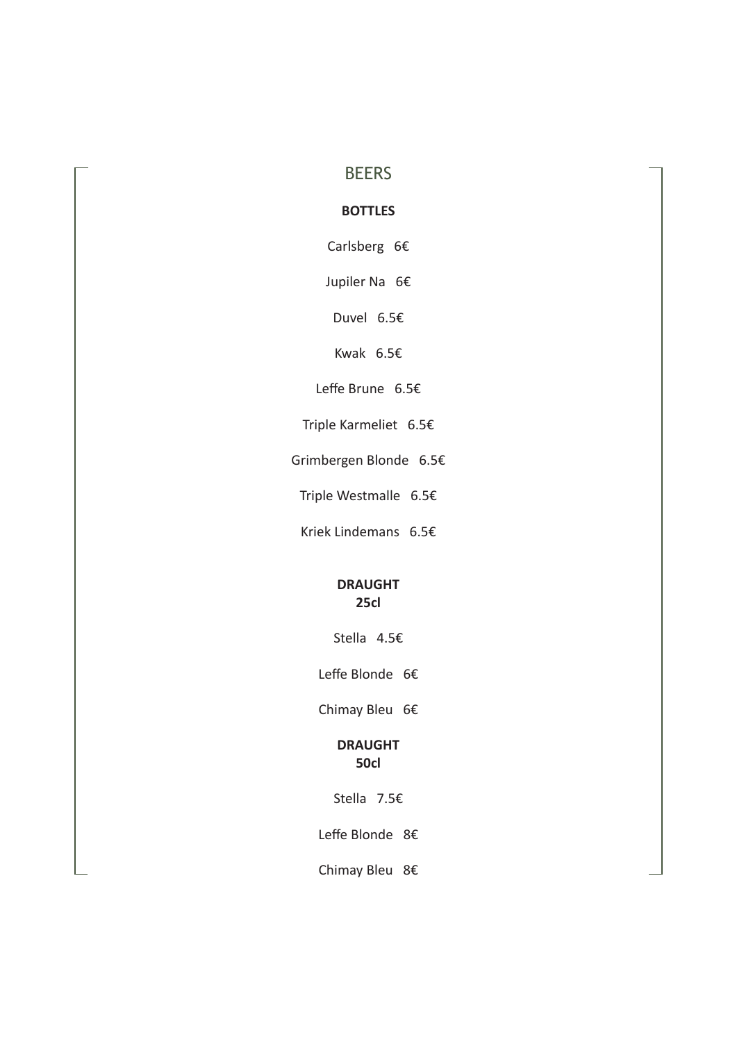# BEERS

**BOTTLES**

Carlsberg 6€

Jupiler Na 6€

Duvel 6.5€

Kwak 6.5€

Leffe Brune 6.5€

Triple Karmeliet 6.5€

Grimbergen Blonde 6.5€

Triple Westmalle 6.5€

Kriek Lindemans 6.5€

**DRAUGHT**
**25cl**

Stella 4.5€

Leffe Blonde 6€

Chimay Bleu 6€

**DRAUGHT**
**50cl**

Stella 7.5€

Leffe Blonde 8€

Chimay Bleu 8€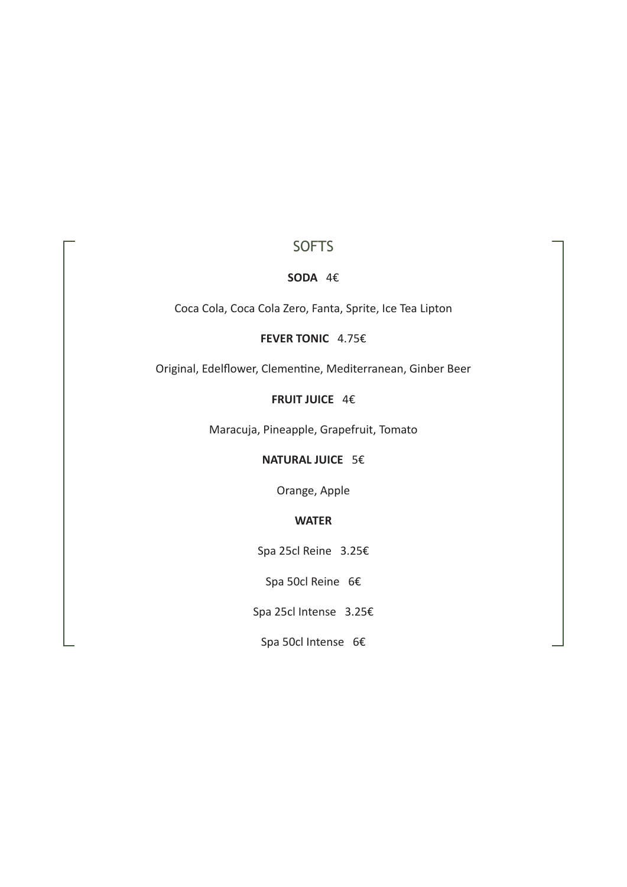# SOFTS

**SODA** 4€

Coca Cola, Coca Cola Zero, Fanta, Sprite, Ice Tea Lipton

**FEVER TONIC** 4.75€

Original, Edelflower, Clementine, Mediterranean, Ginber Beer

**FRUIT JUICE** 4€

Maracuja, Pineapple, Grapefruit, Tomato

**NATURAL JUICE** 5€

Orange, Apple

**WATER**

Spa 25cl Reine 3.25€

Spa 50cl Reine 6€

Spa 25cl Intense 3.25€

Spa 50cl Intense 6€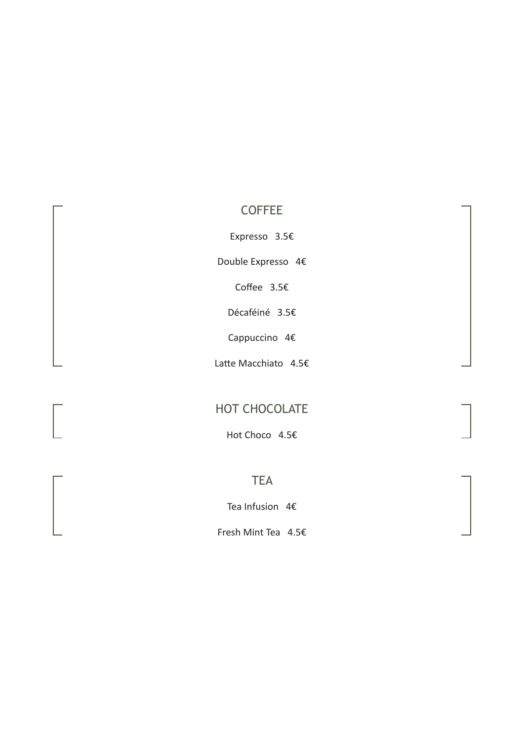## COFFEE

Expresso 3.5€

Double Expresso 4€

Coffee 3.5€

Décaféiné 3.5€

Cappuccino 4€

Latte Macchiato 4.5€

## HOT CHOCOLATE

Hot Choco 4.5€

## TEA

Tea Infusion 4€

Fresh Mint Tea 4.5€